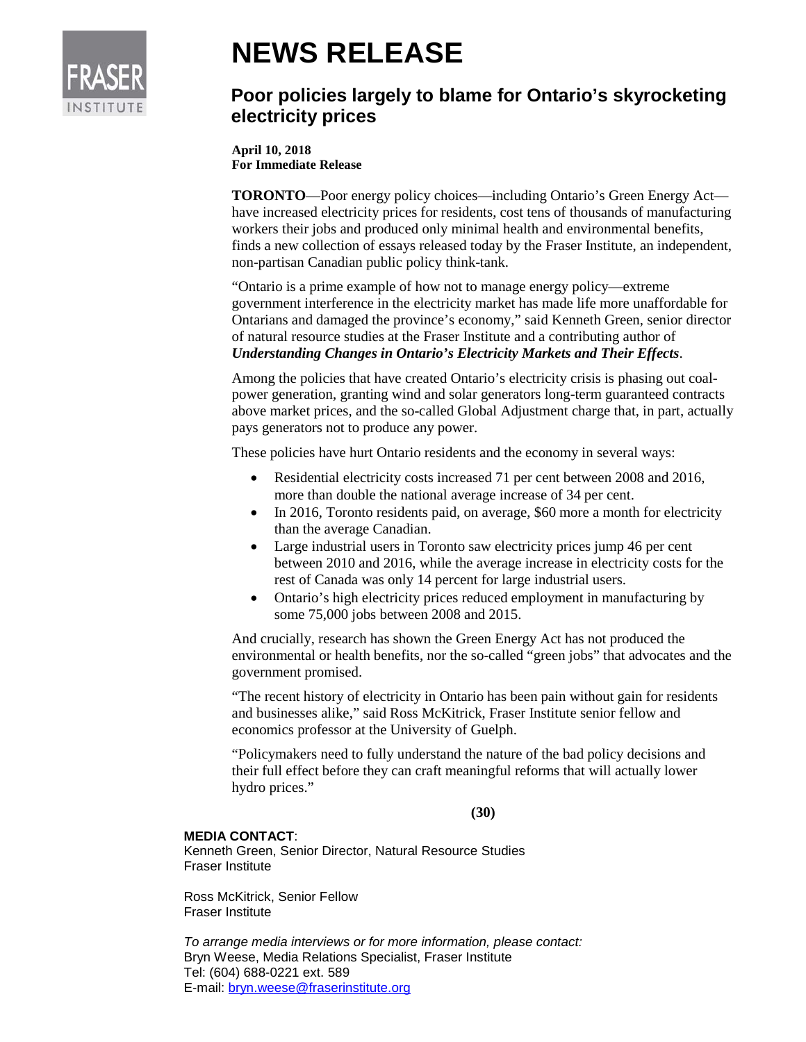FRASER INSTITUTE

# NEWS RELEASE

## Poor policies largely to blame for Ontario's skyrocketing electricity prices

**April 10, 2018**
**For Immediate Release**

**TORONTO**—Poor energy policy choices—including Ontario's Green Energy Act—have increased electricity prices for residents, cost tens of thousands of manufacturing workers their jobs and produced only minimal health and environmental benefits, finds a new collection of essays released today by the Fraser Institute, an independent, non-partisan Canadian public policy think-tank.

"Ontario is a prime example of how not to manage energy policy—extreme government interference in the electricity market has made life more unaffordable for Ontarians and damaged the province's economy," said Kenneth Green, senior director of natural resource studies at the Fraser Institute and a contributing author of ***Understanding Changes in Ontario's Electricity Markets and Their Effects***.

Among the policies that have created Ontario's electricity crisis is phasing out coal-power generation, granting wind and solar generators long-term guaranteed contracts above market prices, and the so-called Global Adjustment charge that, in part, actually pays generators not to produce any power.

These policies have hurt Ontario residents and the economy in several ways:

- Residential electricity costs increased 71 per cent between 2008 and 2016, more than double the national average increase of 34 per cent.
- In 2016, Toronto residents paid, on average, $60 more a month for electricity than the average Canadian.
- Large industrial users in Toronto saw electricity prices jump 46 per cent between 2010 and 2016, while the average increase in electricity costs for the rest of Canada was only 14 percent for large industrial users.
- Ontario's high electricity prices reduced employment in manufacturing by some 75,000 jobs between 2008 and 2015.

And crucially, research has shown the Green Energy Act has not produced the environmental or health benefits, nor the so-called "green jobs" that advocates and the government promised.

"The recent history of electricity in Ontario has been pain without gain for residents and businesses alike," said Ross McKitrick, Fraser Institute senior fellow and economics professor at the University of Guelph.

"Policymakers need to fully understand the nature of the bad policy decisions and their full effect before they can craft meaningful reforms that will actually lower hydro prices."

**(30)**

**MEDIA CONTACT**:
Kenneth Green, Senior Director, Natural Resource Studies
Fraser Institute

Ross McKitrick, Senior Fellow
Fraser Institute

*To arrange media interviews or for more information, please contact:*
Bryn Weese, Media Relations Specialist, Fraser Institute
Tel: (604) 688-0221 ext. 589
E-mail: bryn.weese@fraserinstitute.org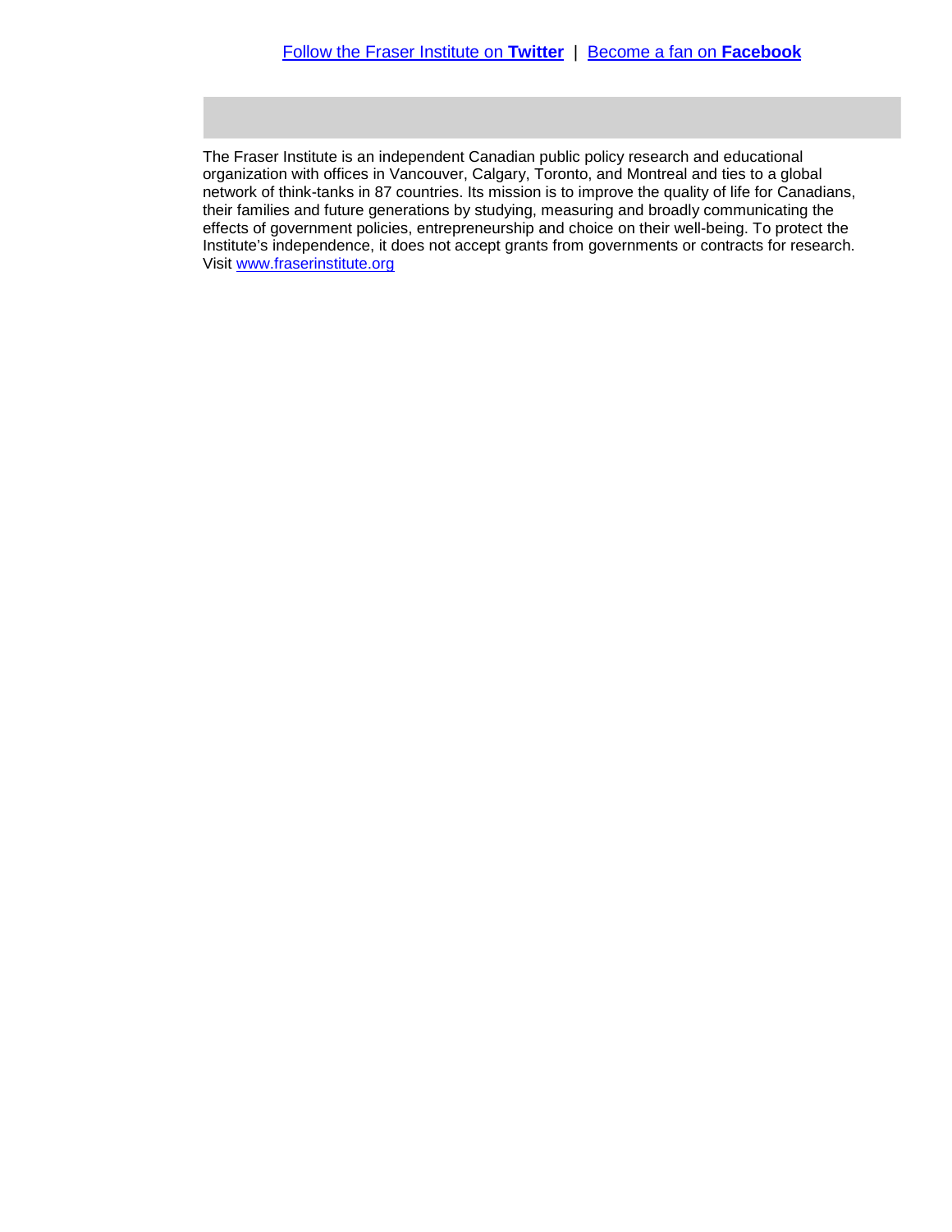[Follow the Fraser Institute on **Twitter**](#) | [Become a fan on **Facebook**](#)

The Fraser Institute is an independent Canadian public policy research and educational organization with offices in Vancouver, Calgary, Toronto, and Montreal and ties to a global network of think-tanks in 87 countries. Its mission is to improve the quality of life for Canadians, their families and future generations by studying, measuring and broadly communicating the effects of government policies, entrepreneurship and choice on their well-being. To protect the Institute's independence, it does not accept grants from governments or contracts for research. Visit [www.fraserinstitute.org](http://www.fraserinstitute.org)